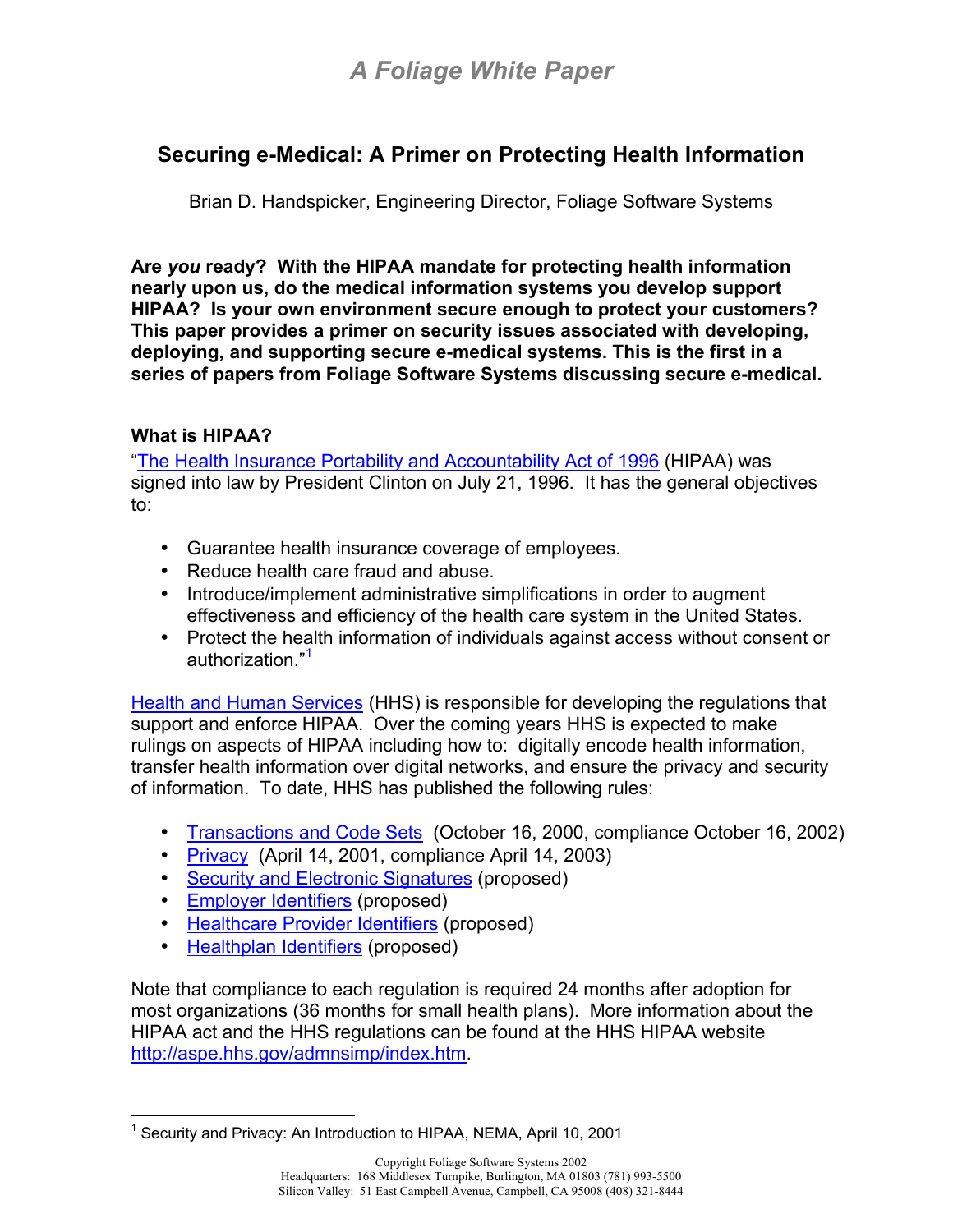*A Foliage White Paper*

# Securing e-Medical: A Primer on Protecting Health Information

Brian D. Handspicker, Engineering Director, Foliage Software Systems

**Are *you* ready? With the HIPAA mandate for protecting health information nearly upon us, do the medical information systems you develop support HIPAA? Is your own environment secure enough to protect your customers? This paper provides a primer on security issues associated with developing, deploying, and supporting secure e-medical systems. This is the first in a series of papers from Foliage Software Systems discussing secure e-medical.**

### What is HIPAA?

"The Health Insurance Portability and Accountability Act of 1996 (HIPAA) was signed into law by President Clinton on July 21, 1996. It has the general objectives to:

- Guarantee health insurance coverage of employees.
- Reduce health care fraud and abuse.
- Introduce/implement administrative simplifications in order to augment effectiveness and efficiency of the health care system in the United States.
- Protect the health information of individuals against access without consent or authorization."[1]

Health and Human Services (HHS) is responsible for developing the regulations that support and enforce HIPAA. Over the coming years HHS is expected to make rulings on aspects of HIPAA including how to: digitally encode health information, transfer health information over digital networks, and ensure the privacy and security of information. To date, HHS has published the following rules:

- Transactions and Code Sets (October 16, 2000, compliance October 16, 2002)
- Privacy (April 14, 2001, compliance April 14, 2003)
- Security and Electronic Signatures (proposed)
- Employer Identifiers (proposed)
- Healthcare Provider Identifiers (proposed)
- Healthplan Identifiers (proposed)

Note that compliance to each regulation is required 24 months after adoption for most organizations (36 months for small health plans). More information about the HIPAA act and the HHS regulations can be found at the HHS HIPAA website http://aspe.hhs.gov/admnsimp/index.htm.

[1] Security and Privacy: An Introduction to HIPAA, NEMA, April 10, 2001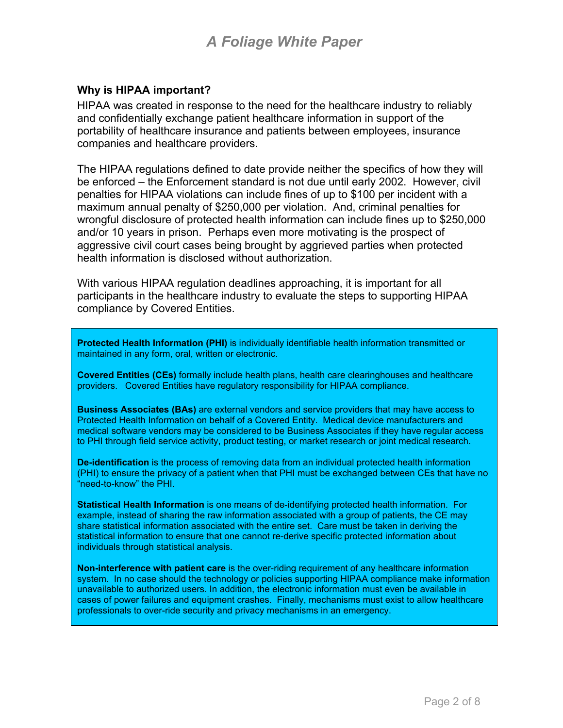### Why is HIPAA important?

HIPAA was created in response to the need for the healthcare industry to reliably and confidentially exchange patient healthcare information in support of the portability of healthcare insurance and patients between employees, insurance companies and healthcare providers.

The HIPAA regulations defined to date provide neither the specifics of how they will be enforced – the Enforcement standard is not due until early 2002. However, civil penalties for HIPAA violations can include fines of up to $100 per incident with a maximum annual penalty of $250,000 per violation. And, criminal penalties for wrongful disclosure of protected health information can include fines up to $250,000 and/or 10 years in prison. Perhaps even more motivating is the prospect of aggressive civil court cases being brought by aggrieved parties when protected health information is disclosed without authorization.

With various HIPAA regulation deadlines approaching, it is important for all participants in the healthcare industry to evaluate the steps to supporting HIPAA compliance by Covered Entities.

**Protected Health Information (PHI)** is individually identifiable health information transmitted or maintained in any form, oral, written or electronic.

**Covered Entities (CEs)** formally include health plans, health care clearinghouses and healthcare providers. Covered Entities have regulatory responsibility for HIPAA compliance.

**Business Associates (BAs)** are external vendors and service providers that may have access to Protected Health Information on behalf of a Covered Entity. Medical device manufacturers and medical software vendors may be considered to be Business Associates if they have regular access to PHI through field service activity, product testing, or market research or joint medical research.

**De-identification** is the process of removing data from an individual protected health information (PHI) to ensure the privacy of a patient when that PHI must be exchanged between CEs that have no "need-to-know" the PHI.

**Statistical Health Information** is one means of de-identifying protected health information. For example, instead of sharing the raw information associated with a group of patients, the CE may share statistical information associated with the entire set. Care must be taken in deriving the statistical information to ensure that one cannot re-derive specific protected information about individuals through statistical analysis.

**Non-interference with patient care** is the over-riding requirement of any healthcare information system. In no case should the technology or policies supporting HIPAA compliance make information unavailable to authorized users. In addition, the electronic information must even be available in cases of power failures and equipment crashes. Finally, mechanisms must exist to allow healthcare professionals to over-ride security and privacy mechanisms in an emergency.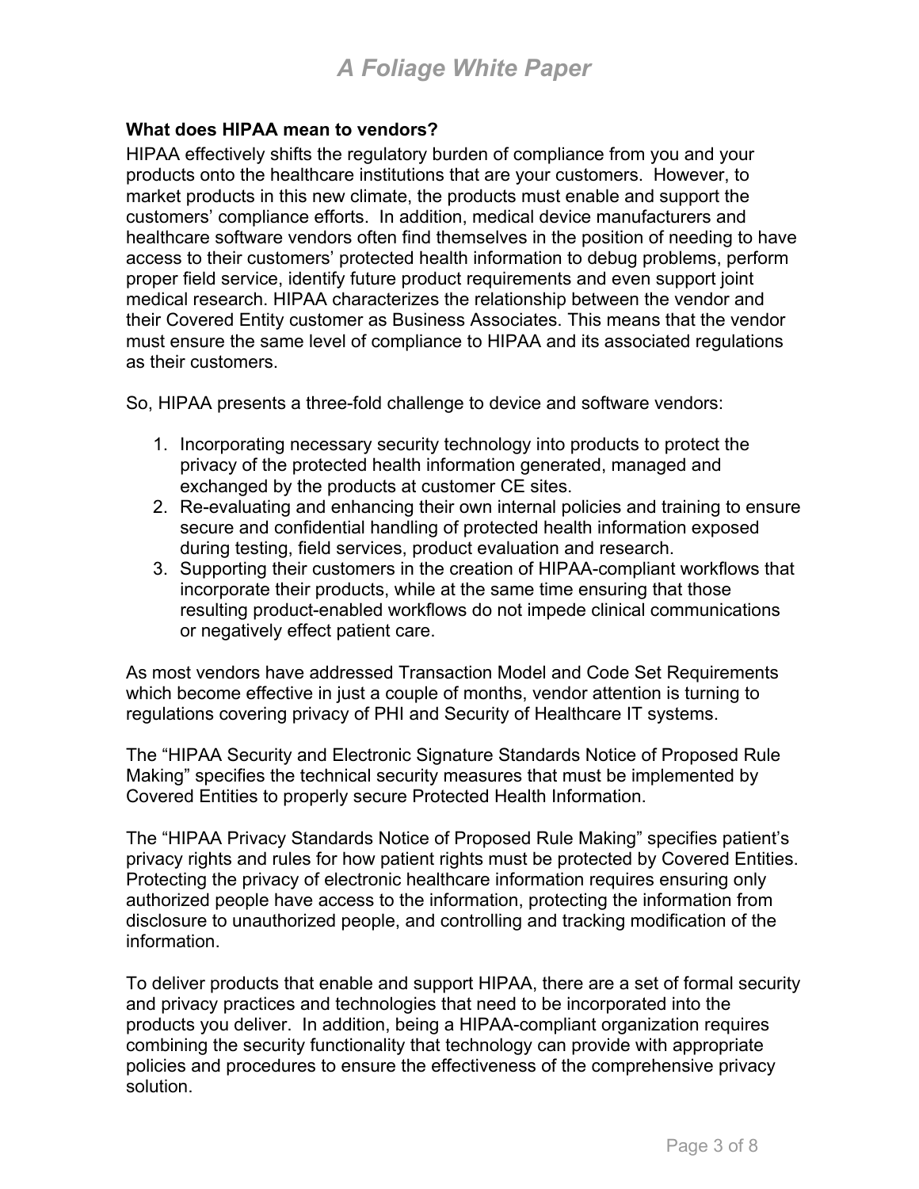### What does HIPAA mean to vendors?

HIPAA effectively shifts the regulatory burden of compliance from you and your products onto the healthcare institutions that are your customers. However, to market products in this new climate, the products must enable and support the customers' compliance efforts. In addition, medical device manufacturers and healthcare software vendors often find themselves in the position of needing to have access to their customers' protected health information to debug problems, perform proper field service, identify future product requirements and even support joint medical research. HIPAA characterizes the relationship between the vendor and their Covered Entity customer as Business Associates. This means that the vendor must ensure the same level of compliance to HIPAA and its associated regulations as their customers.

So, HIPAA presents a three-fold challenge to device and software vendors:

1. Incorporating necessary security technology into products to protect the privacy of the protected health information generated, managed and exchanged by the products at customer CE sites.
2. Re-evaluating and enhancing their own internal policies and training to ensure secure and confidential handling of protected health information exposed during testing, field services, product evaluation and research.
3. Supporting their customers in the creation of HIPAA-compliant workflows that incorporate their products, while at the same time ensuring that those resulting product-enabled workflows do not impede clinical communications or negatively effect patient care.

As most vendors have addressed Transaction Model and Code Set Requirements which become effective in just a couple of months, vendor attention is turning to regulations covering privacy of PHI and Security of Healthcare IT systems.

The "HIPAA Security and Electronic Signature Standards Notice of Proposed Rule Making" specifies the technical security measures that must be implemented by Covered Entities to properly secure Protected Health Information.

The "HIPAA Privacy Standards Notice of Proposed Rule Making" specifies patient's privacy rights and rules for how patient rights must be protected by Covered Entities. Protecting the privacy of electronic healthcare information requires ensuring only authorized people have access to the information, protecting the information from disclosure to unauthorized people, and controlling and tracking modification of the information.

To deliver products that enable and support HIPAA, there are a set of formal security and privacy practices and technologies that need to be incorporated into the products you deliver. In addition, being a HIPAA-compliant organization requires combining the security functionality that technology can provide with appropriate policies and procedures to ensure the effectiveness of the comprehensive privacy solution.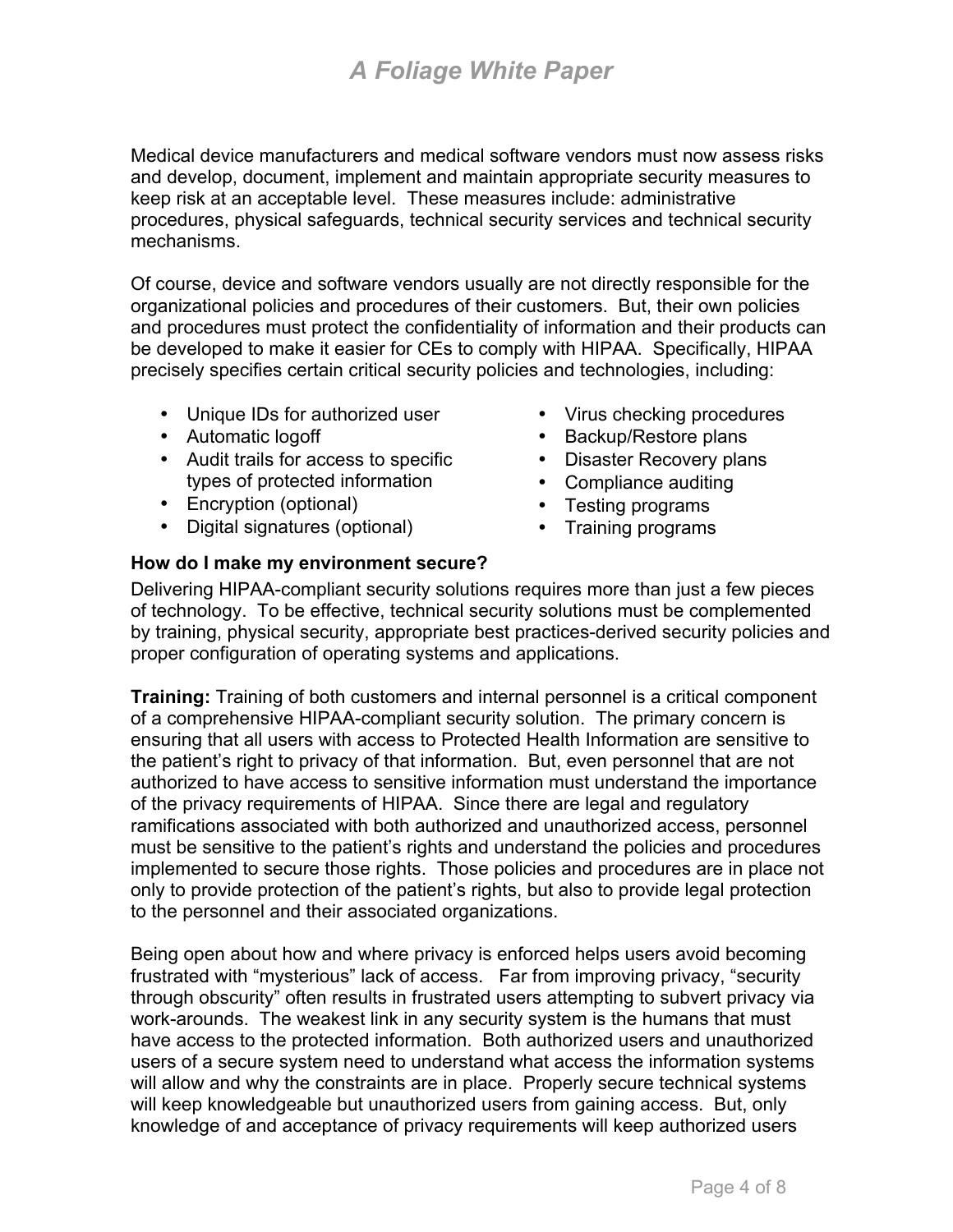Medical device manufacturers and medical software vendors must now assess risks and develop, document, implement and maintain appropriate security measures to keep risk at an acceptable level. These measures include: administrative procedures, physical safeguards, technical security services and technical security mechanisms.

Of course, device and software vendors usually are not directly responsible for the organizational policies and procedures of their customers. But, their own policies and procedures must protect the confidentiality of information and their products can be developed to make it easier for CEs to comply with HIPAA. Specifically, HIPAA precisely specifies certain critical security policies and technologies, including:

- Unique IDs for authorized user
- Automatic logoff
- Audit trails for access to specific types of protected information
- Encryption (optional)
- Digital signatures (optional)
- Virus checking procedures
- Backup/Restore plans
- Disaster Recovery plans
- Compliance auditing
- Testing programs
- Training programs

**How do I make my environment secure?**

Delivering HIPAA-compliant security solutions requires more than just a few pieces of technology. To be effective, technical security solutions must be complemented by training, physical security, appropriate best practices-derived security policies and proper configuration of operating systems and applications.

**Training:** Training of both customers and internal personnel is a critical component of a comprehensive HIPAA-compliant security solution. The primary concern is ensuring that all users with access to Protected Health Information are sensitive to the patient's right to privacy of that information. But, even personnel that are not authorized to have access to sensitive information must understand the importance of the privacy requirements of HIPAA. Since there are legal and regulatory ramifications associated with both authorized and unauthorized access, personnel must be sensitive to the patient's rights and understand the policies and procedures implemented to secure those rights. Those policies and procedures are in place not only to provide protection of the patient's rights, but also to provide legal protection to the personnel and their associated organizations.

Being open about how and where privacy is enforced helps users avoid becoming frustrated with "mysterious" lack of access. Far from improving privacy, "security through obscurity" often results in frustrated users attempting to subvert privacy via work-arounds. The weakest link in any security system is the humans that must have access to the protected information. Both authorized users and unauthorized users of a secure system need to understand what access the information systems will allow and why the constraints are in place. Properly secure technical systems will keep knowledgeable but unauthorized users from gaining access. But, only knowledge of and acceptance of privacy requirements will keep authorized users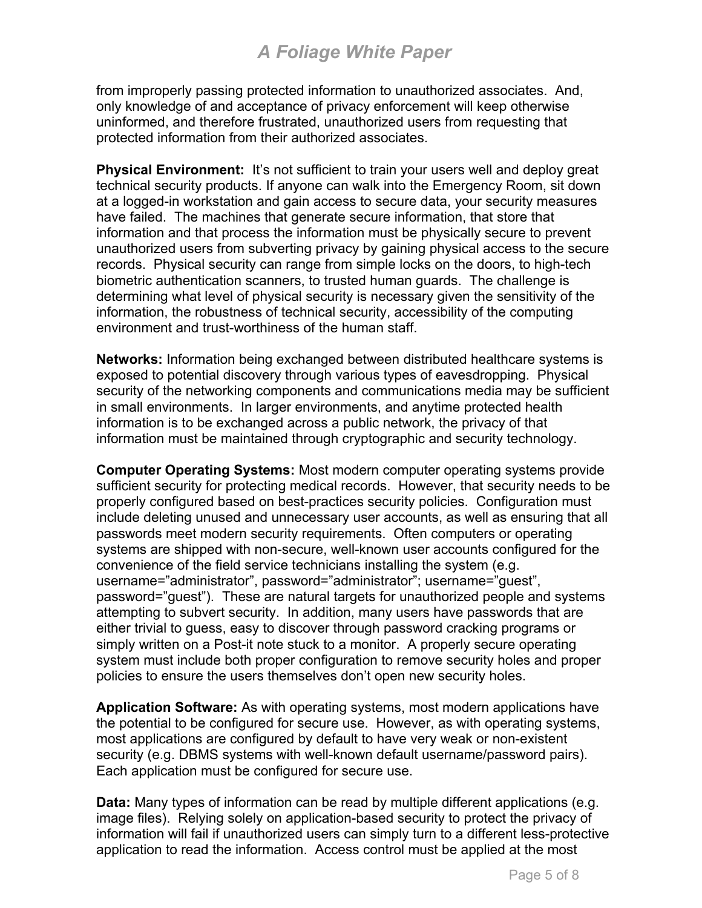from improperly passing protected information to unauthorized associates. And, only knowledge of and acceptance of privacy enforcement will keep otherwise uninformed, and therefore frustrated, unauthorized users from requesting that protected information from their authorized associates.

**Physical Environment:** It's not sufficient to train your users well and deploy great technical security products. If anyone can walk into the Emergency Room, sit down at a logged-in workstation and gain access to secure data, your security measures have failed. The machines that generate secure information, that store that information and that process the information must be physically secure to prevent unauthorized users from subverting privacy by gaining physical access to the secure records. Physical security can range from simple locks on the doors, to high-tech biometric authentication scanners, to trusted human guards. The challenge is determining what level of physical security is necessary given the sensitivity of the information, the robustness of technical security, accessibility of the computing environment and trust-worthiness of the human staff.

**Networks:** Information being exchanged between distributed healthcare systems is exposed to potential discovery through various types of eavesdropping. Physical security of the networking components and communications media may be sufficient in small environments. In larger environments, and anytime protected health information is to be exchanged across a public network, the privacy of that information must be maintained through cryptographic and security technology.

**Computer Operating Systems:** Most modern computer operating systems provide sufficient security for protecting medical records. However, that security needs to be properly configured based on best-practices security policies. Configuration must include deleting unused and unnecessary user accounts, as well as ensuring that all passwords meet modern security requirements. Often computers or operating systems are shipped with non-secure, well-known user accounts configured for the convenience of the field service technicians installing the system (e.g. username="administrator", password="administrator"; username="guest", password="guest"). These are natural targets for unauthorized people and systems attempting to subvert security. In addition, many users have passwords that are either trivial to guess, easy to discover through password cracking programs or simply written on a Post-it note stuck to a monitor. A properly secure operating system must include both proper configuration to remove security holes and proper policies to ensure the users themselves don't open new security holes.

**Application Software:** As with operating systems, most modern applications have the potential to be configured for secure use. However, as with operating systems, most applications are configured by default to have very weak or non-existent security (e.g. DBMS systems with well-known default username/password pairs). Each application must be configured for secure use.

**Data:** Many types of information can be read by multiple different applications (e.g. image files). Relying solely on application-based security to protect the privacy of information will fail if unauthorized users can simply turn to a different less-protective application to read the information. Access control must be applied at the most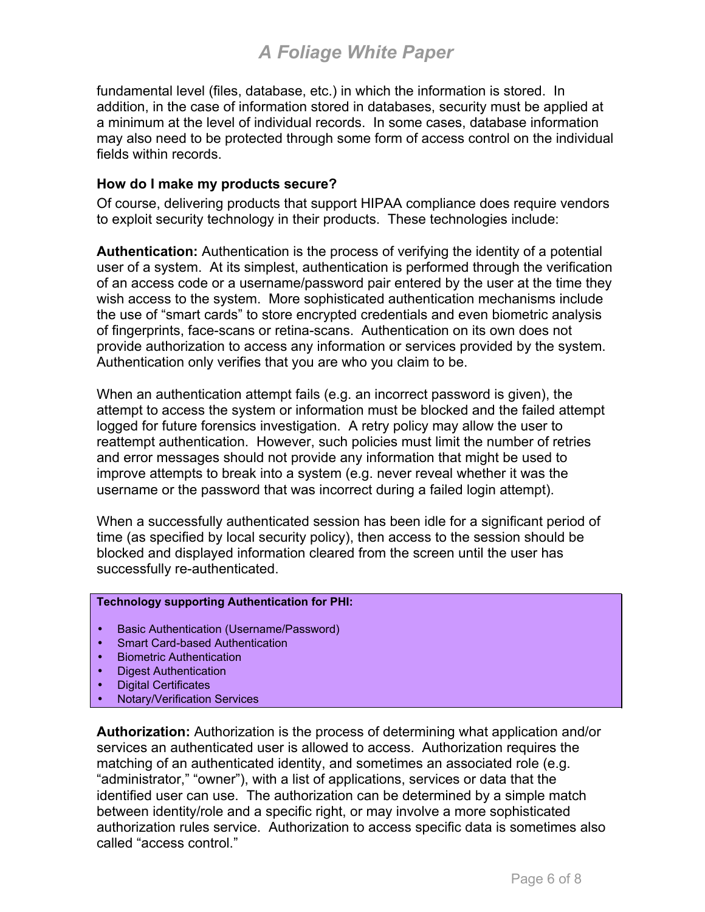fundamental level (files, database, etc.) in which the information is stored. In addition, in the case of information stored in databases, security must be applied at a minimum at the level of individual records. In some cases, database information may also need to be protected through some form of access control on the individual fields within records.

### How do I make my products secure?

Of course, delivering products that support HIPAA compliance does require vendors to exploit security technology in their products. These technologies include:

**Authentication:** Authentication is the process of verifying the identity of a potential user of a system. At its simplest, authentication is performed through the verification of an access code or a username/password pair entered by the user at the time they wish access to the system. More sophisticated authentication mechanisms include the use of "smart cards" to store encrypted credentials and even biometric analysis of fingerprints, face-scans or retina-scans. Authentication on its own does not provide authorization to access any information or services provided by the system. Authentication only verifies that you are who you claim to be.

When an authentication attempt fails (e.g. an incorrect password is given), the attempt to access the system or information must be blocked and the failed attempt logged for future forensics investigation. A retry policy may allow the user to reattempt authentication. However, such policies must limit the number of retries and error messages should not provide any information that might be used to improve attempts to break into a system (e.g. never reveal whether it was the username or the password that was incorrect during a failed login attempt).

When a successfully authenticated session has been idle for a significant period of time (as specified by local security policy), then access to the session should be blocked and displayed information cleared from the screen until the user has successfully re-authenticated.

**Technology supporting Authentication for PHI:**

- Basic Authentication (Username/Password)
- Smart Card-based Authentication
- Biometric Authentication
- Digest Authentication
- Digital Certificates
- Notary/Verification Services

**Authorization:** Authorization is the process of determining what application and/or services an authenticated user is allowed to access. Authorization requires the matching of an authenticated identity, and sometimes an associated role (e.g. "administrator," "owner"), with a list of applications, services or data that the identified user can use. The authorization can be determined by a simple match between identity/role and a specific right, or may involve a more sophisticated authorization rules service. Authorization to access specific data is sometimes also called "access control."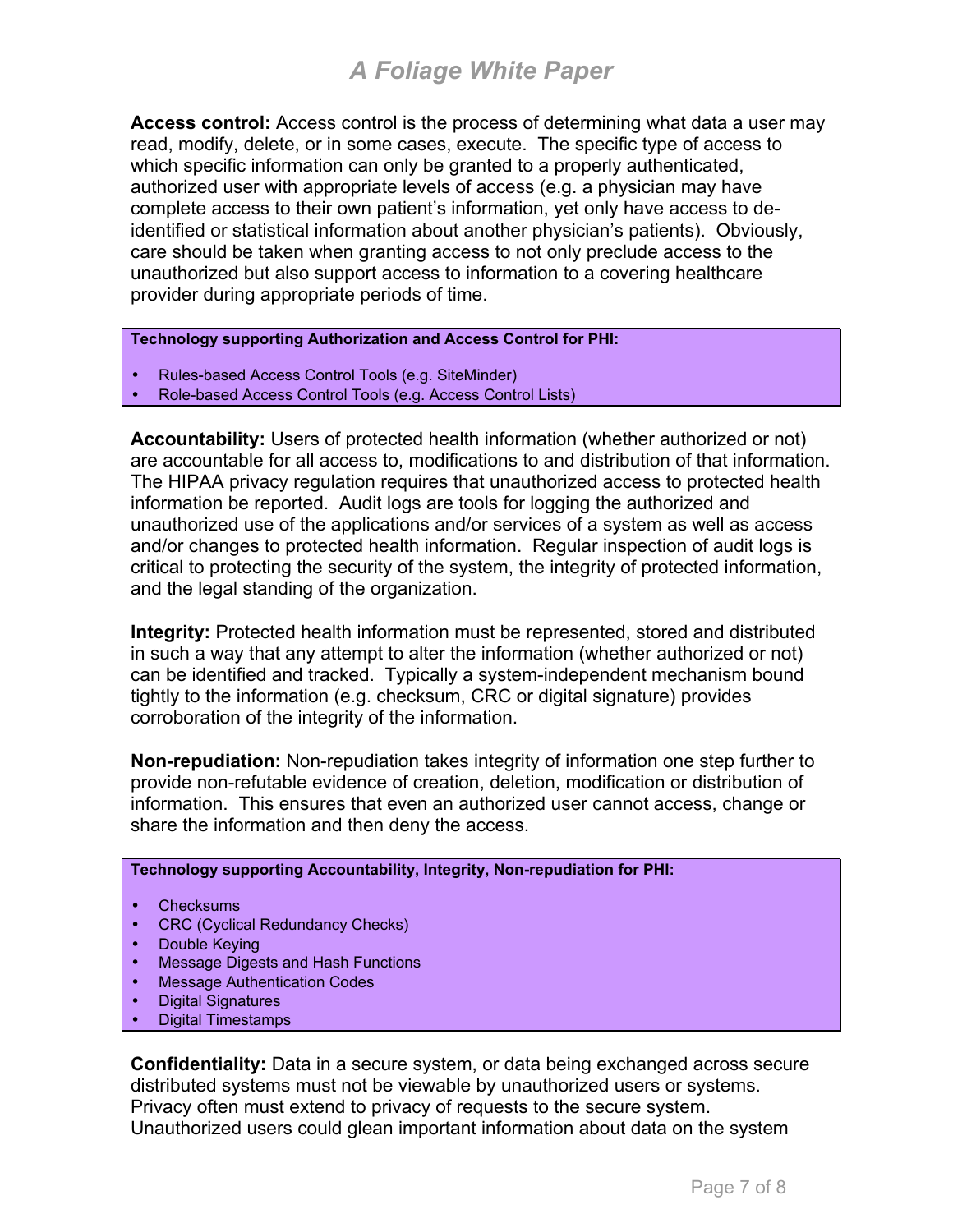**Access control:** Access control is the process of determining what data a user may read, modify, delete, or in some cases, execute. The specific type of access to which specific information can only be granted to a properly authenticated, authorized user with appropriate levels of access (e.g. a physician may have complete access to their own patient's information, yet only have access to de-identified or statistical information about another physician's patients). Obviously, care should be taken when granting access to not only preclude access to the unauthorized but also support access to information to a covering healthcare provider during appropriate periods of time.

**Technology supporting Authorization and Access Control for PHI:**

- Rules-based Access Control Tools (e.g. SiteMinder)
- Role-based Access Control Tools (e.g. Access Control Lists)

**Accountability:** Users of protected health information (whether authorized or not) are accountable for all access to, modifications to and distribution of that information. The HIPAA privacy regulation requires that unauthorized access to protected health information be reported. Audit logs are tools for logging the authorized and unauthorized use of the applications and/or services of a system as well as access and/or changes to protected health information. Regular inspection of audit logs is critical to protecting the security of the system, the integrity of protected information, and the legal standing of the organization.

**Integrity:** Protected health information must be represented, stored and distributed in such a way that any attempt to alter the information (whether authorized or not) can be identified and tracked. Typically a system-independent mechanism bound tightly to the information (e.g. checksum, CRC or digital signature) provides corroboration of the integrity of the information.

**Non-repudiation:** Non-repudiation takes integrity of information one step further to provide non-refutable evidence of creation, deletion, modification or distribution of information. This ensures that even an authorized user cannot access, change or share the information and then deny the access.

**Technology supporting Accountability, Integrity, Non-repudiation for PHI:**

- Checksums
- CRC (Cyclical Redundancy Checks)
- Double Keying
- Message Digests and Hash Functions
- Message Authentication Codes
- Digital Signatures
- Digital Timestamps

**Confidentiality:** Data in a secure system, or data being exchanged across secure distributed systems must not be viewable by unauthorized users or systems. Privacy often must extend to privacy of requests to the secure system. Unauthorized users could glean important information about data on the system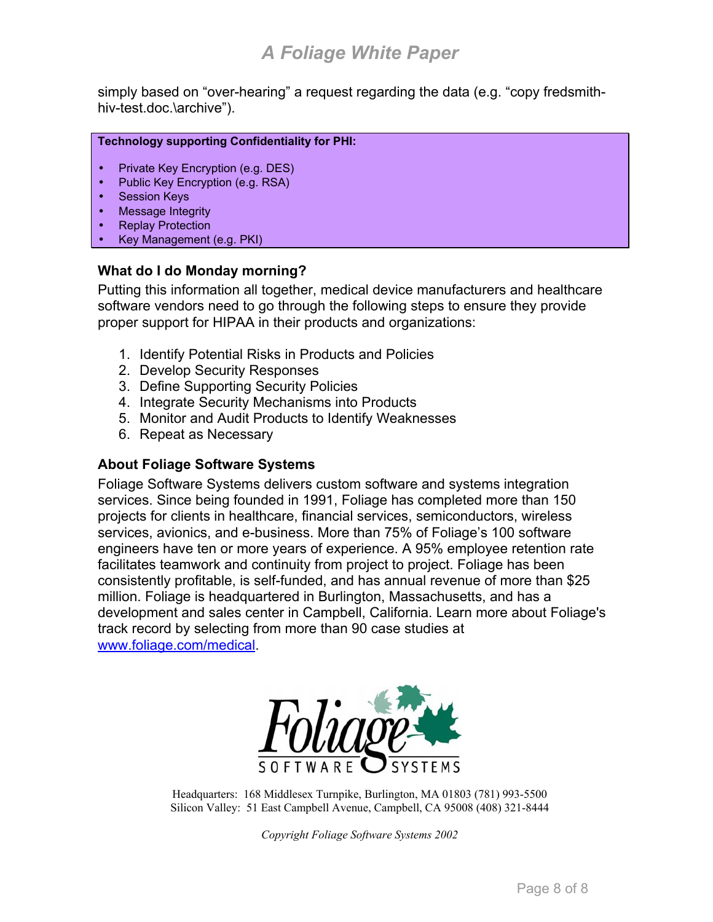simply based on "over-hearing" a request regarding the data (e.g. "copy fredsmith-hiv-test.doc.\archive").

**Technology supporting Confidentiality for PHI:**

- Private Key Encryption (e.g. DES)
- Public Key Encryption (e.g. RSA)
- Session Keys
- Message Integrity
- Replay Protection
- Key Management (e.g. PKI)

### What do I do Monday morning?

Putting this information all together, medical device manufacturers and healthcare software vendors need to go through the following steps to ensure they provide proper support for HIPAA in their products and organizations:

1. Identify Potential Risks in Products and Policies
2. Develop Security Responses
3. Define Supporting Security Policies
4. Integrate Security Mechanisms into Products
5. Monitor and Audit Products to Identify Weaknesses
6. Repeat as Necessary

### About Foliage Software Systems

Foliage Software Systems delivers custom software and systems integration services. Since being founded in 1991, Foliage has completed more than 150 projects for clients in healthcare, financial services, semiconductors, wireless services, avionics, and e-business. More than 75% of Foliage's 100 software engineers have ten or more years of experience. A 95% employee retention rate facilitates teamwork and continuity from project to project. Foliage has been consistently profitable, is self-funded, and has annual revenue of more than $25 million. Foliage is headquartered in Burlington, Massachusetts, and has a development and sales center in Campbell, California. Learn more about Foliage's track record by selecting from more than 90 case studies at www.foliage.com/medical.

Foliage SOFTWARE SYSTEMS

Headquarters: 168 Middlesex Turnpike, Burlington, MA 01803 (781) 993-5500
Silicon Valley: 51 East Campbell Avenue, Campbell, CA 95008 (408) 321-8444

*Copyright Foliage Software Systems 2002*